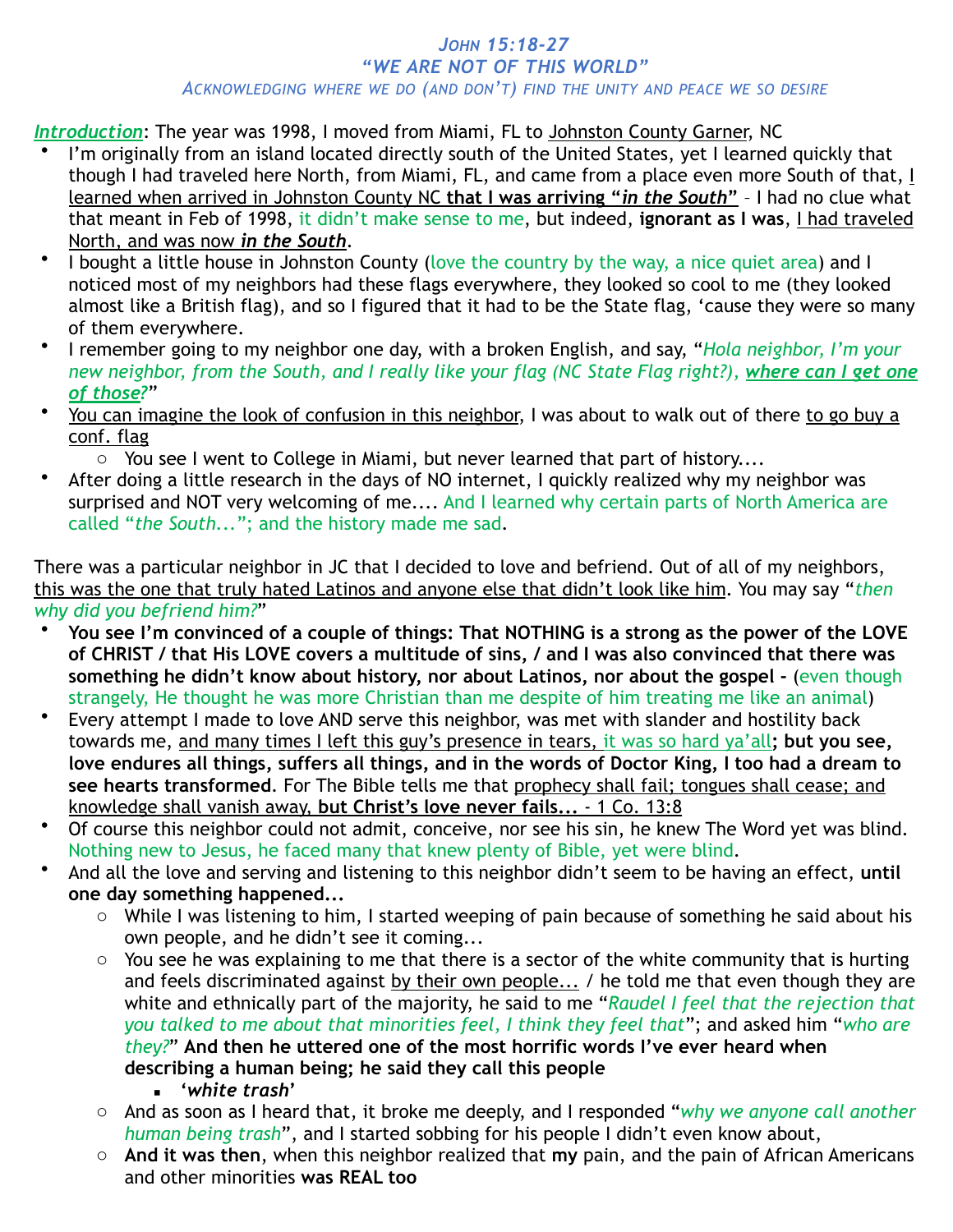# *JOHN 15:18-27*
## *"WE ARE NOT OF THIS WORLD"*
### *ACKNOWLEDGING WHERE WE DO (AND DON'T) FIND THE UNITY AND PEACE WE SO DESIRE*

***Introduction***: The year was 1998, I moved from Miami, FL to Johnston County Garner, NC

- I'm originally from an island located directly south of the United States, yet I learned quickly that though I had traveled here North, from Miami, FL, and came from a place even more South of that, I learned when arrived in Johnston County NC **that I was arriving "*in the South*"** – I had no clue what that meant in Feb of 1998, it didn't make sense to me, but indeed, **ignorant as I was**, I had traveled North, and was now ***in the South***.
- I bought a little house in Johnston County (love the country by the way, a nice quiet area) and I noticed most of my neighbors had these flags everywhere, they looked so cool to me (they looked almost like a British flag), and so I figured that it had to be the State flag, 'cause they were so many of them everywhere.
- I remember going to my neighbor one day, with a broken English, and say, "*Hola neighbor, I'm your new neighbor, from the South, and I really like your flag (NC State Flag right?), **where can I get one of those?***"
- You can imagine the look of confusion in this neighbor, I was about to walk out of there to go buy a conf. flag
  - You see I went to College in Miami, but never learned that part of history....
- After doing a little research in the days of NO internet, I quickly realized why my neighbor was surprised and NOT very welcoming of me.... And I learned why certain parts of North America are called "*the South...*"; and the history made me sad.

There was a particular neighbor in JC that I decided to love and befriend. Out of all of my neighbors, this was the one that truly hated Latinos and anyone else that didn't look like him. You may say "*then why did you befriend him?*"

- **You see I'm convinced of a couple of things: That NOTHING is a strong as the power of the LOVE of CHRIST / that His LOVE covers a multitude of sins, / and I was also convinced that there was something he didn't know about history, nor about Latinos, nor about the gospel -** (even though strangely, He thought he was more Christian than me despite of him treating me like an animal)
- Every attempt I made to love AND serve this neighbor, was met with slander and hostility back towards me, and many times I left this guy's presence in tears, it was so hard ya'all**; but you see, love endures all things, suffers all things, and in the words of Doctor King, I too had a dream to see hearts transformed**. For The Bible tells me that prophecy shall fail; tongues shall cease; and knowledge shall vanish away, **but Christ's love never fails...** - 1 Co. 13:8
- Of course this neighbor could not admit, conceive, nor see his sin, he knew The Word yet was blind. Nothing new to Jesus, he faced many that knew plenty of Bible, yet were blind.
- And all the love and serving and listening to this neighbor didn't seem to be having an effect, **until one day something happened...**
  - While I was listening to him, I started weeping of pain because of something he said about his own people, and he didn't see it coming...
  - You see he was explaining to me that there is a sector of the white community that is hurting and feels discriminated against by their own people... / he told me that even though they are white and ethnically part of the majority, he said to me "*Raudel I feel that the rejection that you talked to me about that minorities feel, I think they feel that*"; and asked him "*who are they?*" **And then he uttered one of the most horrific words I've ever heard when describing a human being; he said they call this people**
    - ***'white trash'***
  - And as soon as I heard that, it broke me deeply, and I responded "*why we anyone call another human being trash*", and I started sobbing for his people I didn't even know about,
  - **And it was then**, when this neighbor realized that **my** pain, and the pain of African Americans and other minorities **was REAL too**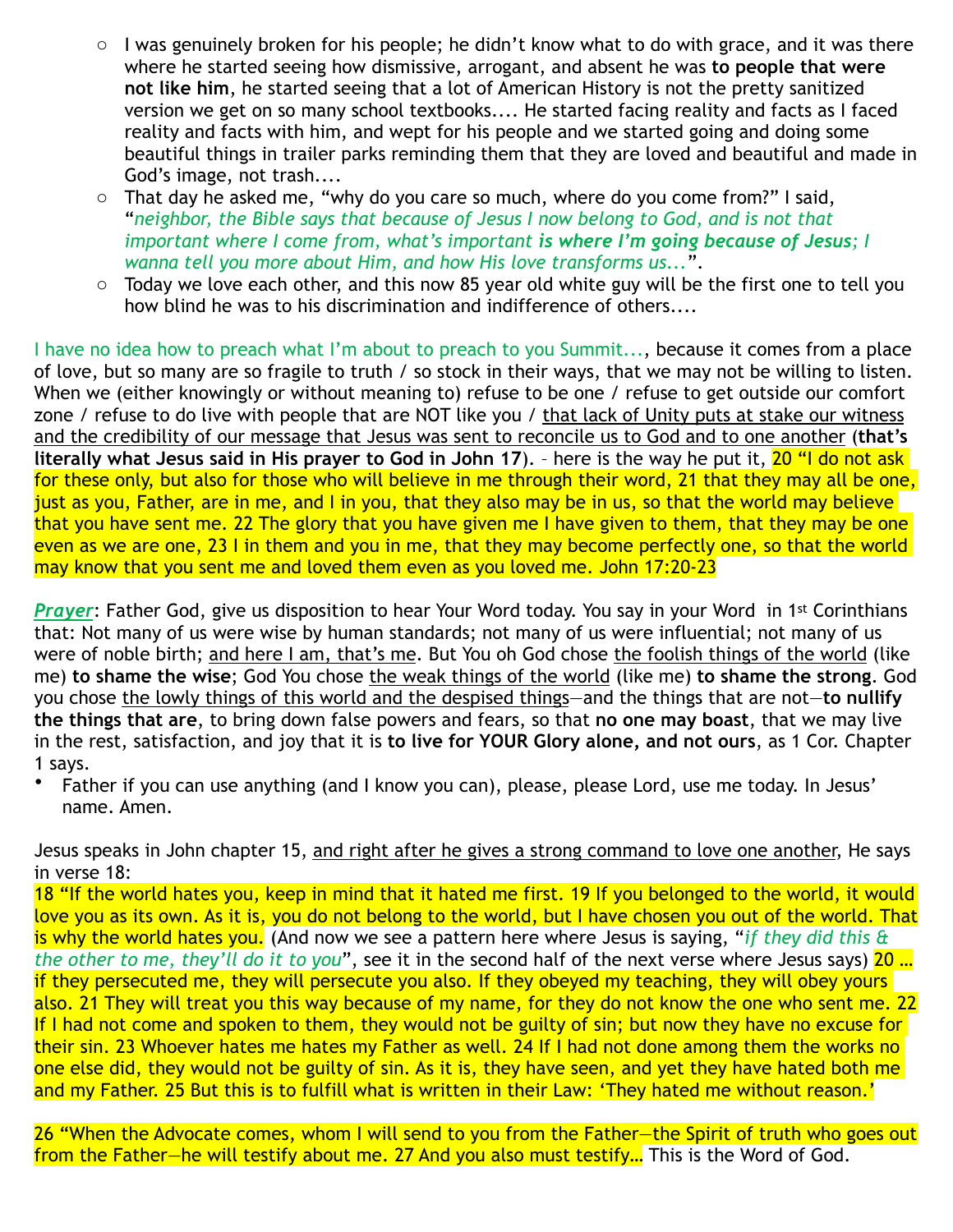- I was genuinely broken for his people; he didn't know what to do with grace, and it was there where he started seeing how dismissive, arrogant, and absent he was **to people that were not like him**, he started seeing that a lot of American History is not the pretty sanitized version we get on so many school textbooks.... He started facing reality and facts as I faced reality and facts with him, and wept for his people and we started going and doing some beautiful things in trailer parks reminding them that they are loved and beautiful and made in God's image, not trash....
  - That day he asked me, "why do you care so much, where do you come from?" I said, "*neighbor, the Bible says that because of Jesus I now belong to God, and is not that important where I come from, what's important **is where I'm going because of Jesus**; I wanna tell you more about Him, and how His love transforms us...*".
  - Today we love each other, and this now 85 year old white guy will be the first one to tell you how blind he was to his discrimination and indifference of others....

I have no idea how to preach what I'm about to preach to you Summit..., because it comes from a place of love, but so many are so fragile to truth / so stock in their ways, that we may not be willing to listen. When we (either knowingly or without meaning to) refuse to be one / refuse to get outside our comfort zone / refuse to do live with people that are NOT like you / that lack of Unity puts at stake our witness and the credibility of our message that Jesus was sent to reconcile us to God and to one another (**that's literally what Jesus said in His prayer to God in John 17**). – here is the way he put it, 20 "I do not ask for these only, but also for those who will believe in me through their word, 21 that they may all be one, just as you, Father, are in me, and I in you, that they also may be in us, so that the world may believe that you have sent me. 22 The glory that you have given me I have given to them, that they may be one even as we are one, 23 I in them and you in me, that they may become perfectly one, so that the world may know that you sent me and loved them even as you loved me. John 17:20-23

***Prayer***: Father God, give us disposition to hear Your Word today. You say in your Word in 1st Corinthians that: Not many of us were wise by human standards; not many of us were influential; not many of us were of noble birth; and here I am, that's me. But You oh God chose the foolish things of the world (like me) **to shame the wise**; God You chose the weak things of the world (like me) **to shame the strong**. God you chose the lowly things of this world and the despised things—and the things that are not—**to nullify the things that are**, to bring down false powers and fears, so that **no one may boast**, that we may live in the rest, satisfaction, and joy that it is **to live for YOUR Glory alone, and not ours**, as 1 Cor. Chapter 1 says.

- Father if you can use anything (and I know you can), please, please Lord, use me today. In Jesus' name. Amen.

Jesus speaks in John chapter 15, and right after he gives a strong command to love one another, He says in verse 18:

18 "If the world hates you, keep in mind that it hated me first. 19 If you belonged to the world, it would love you as its own. As it is, you do not belong to the world, but I have chosen you out of the world. That is why the world hates you. (And now we see a pattern here where Jesus is saying, "*if they did this & the other to me, they'll do it to you*", see it in the second half of the next verse where Jesus says) 20 … if they persecuted me, they will persecute you also. If they obeyed my teaching, they will obey yours also. 21 They will treat you this way because of my name, for they do not know the one who sent me. 22 If I had not come and spoken to them, they would not be guilty of sin; but now they have no excuse for their sin. 23 Whoever hates me hates my Father as well. 24 If I had not done among them the works no one else did, they would not be guilty of sin. As it is, they have seen, and yet they have hated both me and my Father. 25 But this is to fulfill what is written in their Law: 'They hated me without reason.'

26 "When the Advocate comes, whom I will send to you from the Father—the Spirit of truth who goes out from the Father—he will testify about me. 27 And you also must testify… This is the Word of God.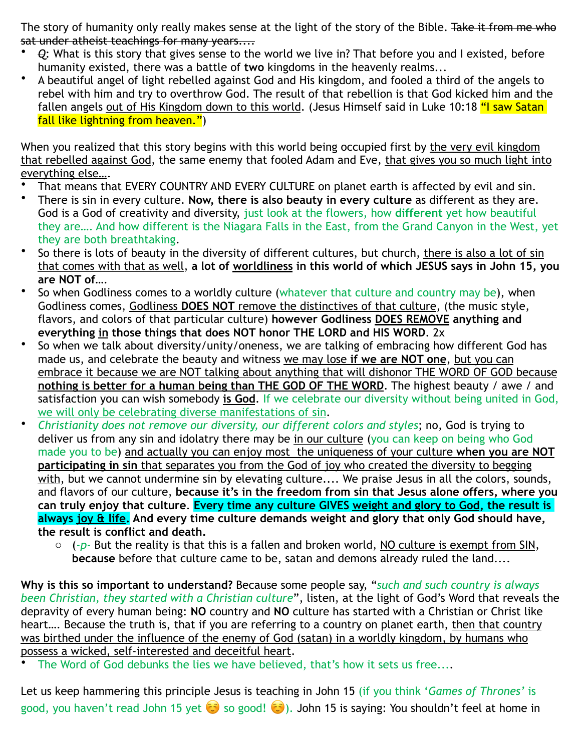The story of humanity only really makes sense at the light of the story of the Bible. ~~Take it from me who sat under atheist teachings for many years....~~

- *Q:* What is this story that gives sense to the world we live in? That before you and I existed, before humanity existed, there was a battle of **two** kingdoms in the heavenly realms...
- A beautiful angel of light rebelled against God and His kingdom, and fooled a third of the angels to rebel with him and try to overthrow God. The result of that rebellion is that God kicked him and the fallen angels out of His Kingdom down to this world. (Jesus Himself said in Luke 10:18 "I saw Satan fall like lightning from heaven.")

When you realized that this story begins with this world being occupied first by the very evil kingdom that rebelled against God, the same enemy that fooled Adam and Eve, that gives you so much light into everything else….

- That means that EVERY COUNTRY AND EVERY CULTURE on planet earth is affected by evil and sin.
- There is sin in every culture. **Now, there is also beauty in every culture** as different as they are. God is a God of creativity and diversity, just look at the flowers, how **different** yet how beautiful they are…. And how different is the Niagara Falls in the East, from the Grand Canyon in the West, yet they are both breathtaking.
- So there is lots of beauty in the diversity of different cultures, but church, there is also a lot of sin that comes with that as well, **a lot of worldliness in this world of which JESUS says in John 15, you are NOT of….**
- So when Godliness comes to a worldly culture (whatever that culture and country may be), when Godliness comes, Godliness **DOES NOT** remove the distinctives of that culture, (the music style, flavors, and colors of that particular culture) **however Godliness DOES REMOVE anything and everything in those things that does NOT honor THE LORD and HIS WORD**. 2x
- So when we talk about diversity/unity/oneness, we are talking of embracing how different God has made us, and celebrate the beauty and witness we may lose **if we are NOT one**, but you can embrace it because we are NOT talking about anything that will dishonor THE WORD OF GOD because **nothing is better for a human being than THE GOD OF THE WORD**. The highest beauty / awe / and satisfaction you can wish somebody **is God**. If we celebrate our diversity without being united in God, we will only be celebrating diverse manifestations of sin.
- *Christianity does not remove our diversity, our different colors and styles*; no, God is trying to deliver us from any sin and idolatry there may be in our culture (you can keep on being who God made you to be) and actually you can enjoy most the uniqueness of your culture **when you are NOT participating in sin** that separates you from the God of joy who created the diversity to begging with, but we cannot undermine sin by elevating culture.... We praise Jesus in all the colors, sounds, and flavors of our culture, **because it's in the freedom from sin that Jesus alone offers, where you can truly enjoy that culture. Every time any culture GIVES weight and glory to God, the result is always joy & life. And every time culture demands weight and glory that only God should have, the result is conflict and death.**
    - (*-p-* But the reality is that this is a fallen and broken world, NO culture is exempt from SIN, **because** before that culture came to be, satan and demons already ruled the land....

**Why is this so important to understand?** Because some people say, "*such and such country is always been Christian, they started with a Christian culture*", listen, at the light of God's Word that reveals the depravity of every human being: **NO** country and **NO** culture has started with a Christian or Christ like heart…. Because the truth is, that if you are referring to a country on planet earth, then that country was birthed under the influence of the enemy of God (satan) in a worldly kingdom, by humans who possess a wicked, self-interested and deceitful heart.

- The Word of God debunks the lies we have believed, that's how it sets us free....

Let us keep hammering this principle Jesus is teaching in John 15 (if you think '*Games of Thrones*' is good, you haven't read John 15 yet ☺️ so good! ☺️). John 15 is saying: You shouldn't feel at home in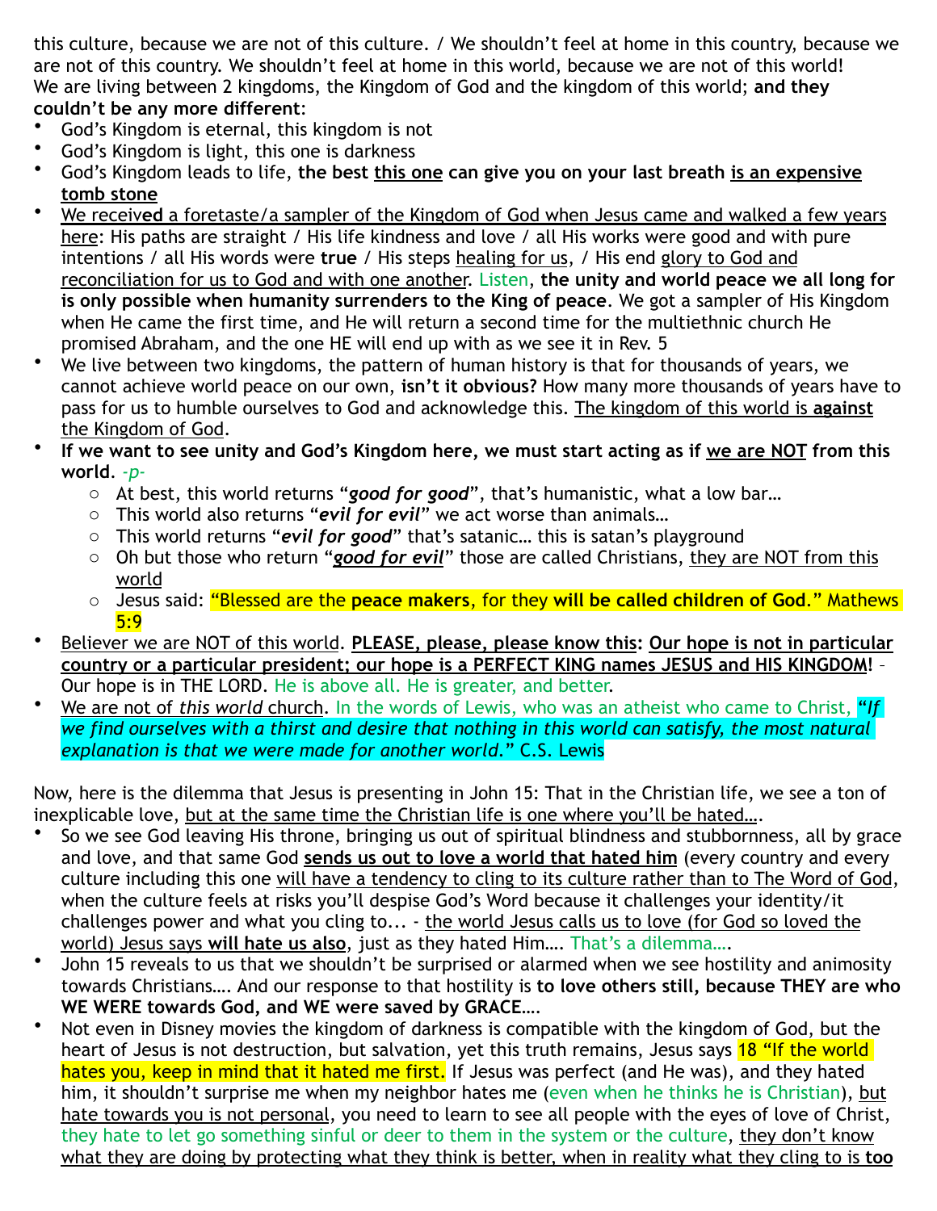this culture, because we are not of this culture. / We shouldn't feel at home in this country, because we are not of this country. We shouldn't feel at home in this world, because we are not of this world!
We are living between 2 kingdoms, the Kingdom of God and the kingdom of this world; **and they couldn't be any more different**:

- God's Kingdom is eternal, this kingdom is not
- God's Kingdom is light, this one is darkness
- God's Kingdom leads to life, **the best this one can give you on your last breath is an expensive tomb stone**
- We receive**d** a foretaste/a sampler of the Kingdom of God when Jesus came and walked a few years here: His paths are straight / His life kindness and love / all His works were good and with pure intentions / all His words were **true** / His steps healing for us, / His end glory to God and reconciliation for us to God and with one another. Listen, **the unity and world peace we all long for is only possible when humanity surrenders to the King of peace**. We got a sampler of His Kingdom when He came the first time, and He will return a second time for the multiethnic church He promised Abraham, and the one HE will end up with as we see it in Rev. 5
- We live between two kingdoms, the pattern of human history is that for thousands of years, we cannot achieve world peace on our own, **isn't it obvious?** How many more thousands of years have to pass for us to humble ourselves to God and acknowledge this. The kingdom of this world is **against** the Kingdom of God.
- **If we want to see unity and God's Kingdom here, we must start acting as if we are NOT from this world**. *-p-*
  - At best, this world returns "***good for good***", that's humanistic, what a low bar…
  - This world also returns "***evil for evil***" we act worse than animals…
  - This world returns "***evil for good***" that's satanic… this is satan's playground
  - Oh but those who return "***good for evil***" those are called Christians, they are NOT from this world
  - Jesus said: "Blessed are the **peace makers**, for they **will be called children of God**." Mathews 5:9
- Believer we are NOT of this world. **PLEASE, please, please know this: Our hope is not in particular country or a particular president; our hope is a PERFECT KING names JESUS and HIS KINGDOM!** – Our hope is in THE LORD. He is above all. He is greater, and better.
- We are not of *this world* church. In the words of Lewis, who was an atheist who came to Christ, **"*If we find ourselves with a thirst and desire that nothing in this world can satisfy, the most natural explanation is that we were made for another world*."** C.S. Lewis

Now, here is the dilemma that Jesus is presenting in John 15: That in the Christian life, we see a ton of inexplicable love, but at the same time the Christian life is one where you'll be hated….

- So we see God leaving His throne, bringing us out of spiritual blindness and stubbornness, all by grace and love, and that same God **sends us out to love a world that hated him** (every country and every culture including this one will have a tendency to cling to its culture rather than to The Word of God, when the culture feels at risks you'll despise God's Word because it challenges your identity/it challenges power and what you cling to... - the world Jesus calls us to love (for God so loved the world) Jesus says **will hate us also**, just as they hated Him…. That's a dilemma….
- John 15 reveals to us that we shouldn't be surprised or alarmed when we see hostility and animosity towards Christians…. And our response to that hostility is **to love others still, because THEY are who WE WERE towards God, and WE were saved by GRACE….**
- Not even in Disney movies the kingdom of darkness is compatible with the kingdom of God, but the heart of Jesus is not destruction, but salvation, yet this truth remains, Jesus says 18 "If the world hates you, keep in mind that it hated me first. If Jesus was perfect (and He was), and they hated him, it shouldn't surprise me when my neighbor hates me (even when he thinks he is Christian), but hate towards you is not personal, you need to learn to see all people with the eyes of love of Christ, they hate to let go something sinful or deer to them in the system or the culture, they don't know what they are doing by protecting what they think is better, when in reality what they cling to is **too**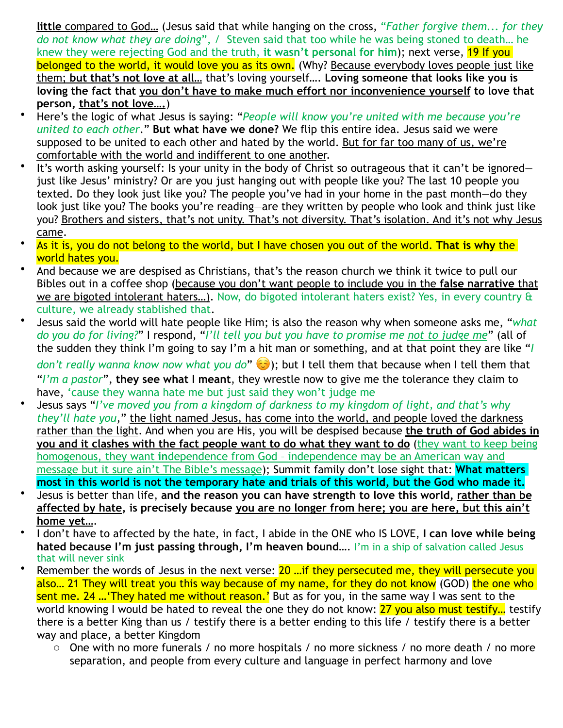**little** compared to God… (Jesus said that while hanging on the cross, *"Father forgive them... for they do not know what they are doing"*, / Steven said that too while he was being stoned to death… he knew they were rejecting God and the truth, **it wasn't personal for him**); next verse, 19 If you belonged to the world, it would love you as its own. (Why? Because everybody loves people just like them; **but that's not love at all…** that's loving yourself…. **Loving someone that looks like you is loving the fact that you don't have to make much effort nor inconvenience yourself to love that person, that's not love….**)

- Here's the logic of what Jesus is saying: "*People will know you're united with me because you're united to each other*." **But what have we done?** We flip this entire idea. Jesus said we were supposed to be united to each other and hated by the world. But for far too many of us, we're comfortable with the world and indifferent to one another.
- It's worth asking yourself: Is your unity in the body of Christ so outrageous that it can't be ignored—just like Jesus' ministry? Or are you just hanging out with people like you? The last 10 people you texted. Do they look just like you? The people you've had in your home in the past month—do they look just like you? The books you're reading—are they written by people who look and think just like you? Brothers and sisters, that's not unity. That's not diversity. That's isolation. And it's not why Jesus came.
- As it is, you do not belong to the world, but I have chosen you out of the world. **That is why** the world hates you.
- And because we are despised as Christians, that's the reason church we think it twice to pull our Bibles out in a coffee shop (because you don't want people to include you in the **false narrative** that we are bigoted intolerant haters…). Now, do bigoted intolerant haters exist? Yes, in every country & culture, we already stablished that.
- Jesus said the world will hate people like Him; is also the reason why when someone asks me, "*what do you do for living?*" I respond, "*I'll tell you but you have to promise me not to judge me*" (all of the sudden they think I'm going to say I'm a hit man or something, and at that point they are like "*I don't really wanna know now what you do*" ☺️); but I tell them that because when I tell them that "*I'm a pastor*", **they see what I meant**, they wrestle now to give me the tolerance they claim to have, 'cause they wanna hate me but just said they won't judge me
- Jesus says "*I've moved you from a kingdom of darkness to my kingdom of light, and that's why they'll hate you*," the light named Jesus, has come into the world, and people loved the darkness rather than the light. And when you are His, you will be despised because **the truth of God abides in you and it clashes with the fact people want to do what they want to do** (they want to keep being homogenous, they want independence from God – independence may be an American way and message but it sure ain't The Bible's message); Summit family don't lose sight that: **What matters most in this world is not the temporary hate and trials of this world, but the God who made it.**
- Jesus is better than life, **and the reason you can have strength to love this world, rather than be affected by hate, is precisely because you are no longer from here; you are here, but this ain't home yet….**
- I don't have to affected by the hate, in fact, I abide in the ONE who IS LOVE, **I can love while being hated because I'm just passing through, I'm heaven bound….** I'm in a ship of salvation called Jesus that will never sink
- Remember the words of Jesus in the next verse: 20 …if they persecuted me, they will persecute you also… 21 They will treat you this way because of my name, for they do not know (GOD) the one who sent me. 24 …'They hated me without reason.' But as for you, in the same way I was sent to the world knowing I would be hated to reveal the one they do not know: 27 you also must testify… testify there is a better King than us / testify there is a better ending to this life / testify there is a better way and place, a better Kingdom
  - One with no more funerals / no more hospitals / no more sickness / no more death / no more separation, and people from every culture and language in perfect harmony and love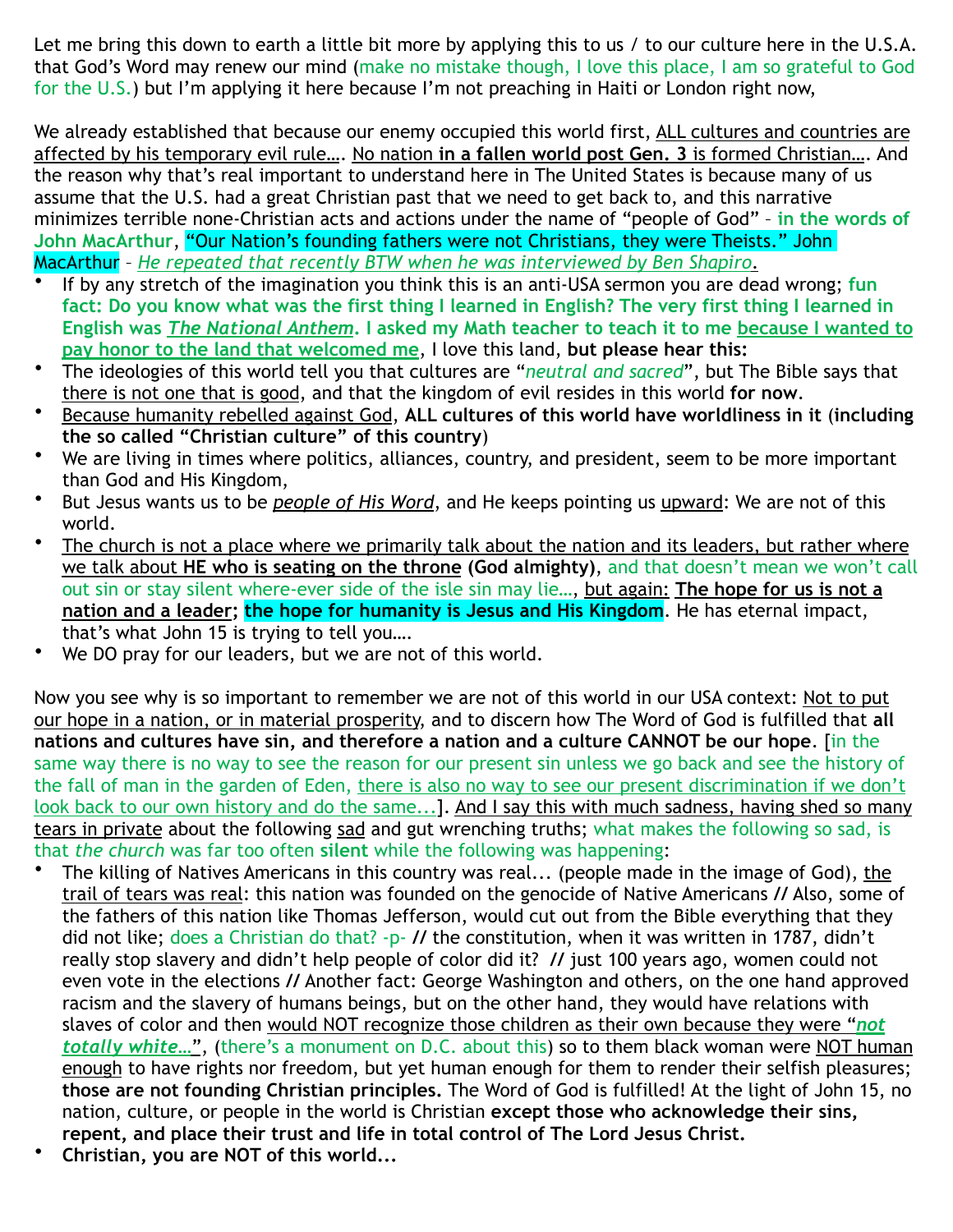Let me bring this down to earth a little bit more by applying this to us / to our culture here in the U.S.A. that God's Word may renew our mind (make no mistake though, I love this place, I am so grateful to God for the U.S.) but I'm applying it here because I'm not preaching in Haiti or London right now,

We already established that because our enemy occupied this world first, ALL cultures and countries are affected by his temporary evil rule…. No nation **in a fallen world post Gen. 3** is formed Christian…. And the reason why that's real important to understand here in The United States is because many of us assume that the U.S. had a great Christian past that we need to get back to, and this narrative minimizes terrible none-Christian acts and actions under the name of "people of God" – **in the words of John MacArthur**, "Our Nation's founding fathers were not Christians, they were Theists." John MacArthur – *He repeated that recently BTW when he was interviewed by Ben Shapiro*.

- If by any stretch of the imagination you think this is an anti-USA sermon you are dead wrong; **fun fact: Do you know what was the first thing I learned in English? The very first thing I learned in English was *The National Anthem*. I asked my Math teacher to teach it to me because I wanted to pay honor to the land that welcomed me**, I love this land, **but please hear this:**
- The ideologies of this world tell you that cultures are "*neutral and sacred*", but The Bible says that there is not one that is good, and that the kingdom of evil resides in this world **for now**.
- Because humanity rebelled against God, **ALL cultures of this world have worldliness in it** (**including the so called "Christian culture" of this country**)
- We are living in times where politics, alliances, country, and president, seem to be more important than God and His Kingdom,
- But Jesus wants us to be *people of His Word*, and He keeps pointing us upward: We are not of this world.
- The church is not a place where we primarily talk about the nation and its leaders, but rather where we talk about **HE who is seating on the throne (God almighty)**, and that doesn't mean we won't call out sin or stay silent where-ever side of the isle sin may lie…, but again: **The hope for us is not a nation and a leader; the hope for humanity is Jesus and His Kingdom**. He has eternal impact, that's what John 15 is trying to tell you….
- We DO pray for our leaders, but we are not of this world.

Now you see why is so important to remember we are not of this world in our USA context: Not to put our hope in a nation, or in material prosperity, and to discern how The Word of God is fulfilled that **all nations and cultures have sin, and therefore a nation and a culture CANNOT be our hope**. [in the same way there is no way to see the reason for our present sin unless we go back and see the history of the fall of man in the garden of Eden, there is also no way to see our present discrimination if we don't look back to our own history and do the same...]. And I say this with much sadness, having shed so many tears in private about the following sad and gut wrenching truths; what makes the following so sad, is that *the church* was far too often **silent** while the following was happening:

- The killing of Natives Americans in this country was real... (people made in the image of God), the trail of tears was real: this nation was founded on the genocide of Native Americans // Also, some of the fathers of this nation like Thomas Jefferson, would cut out from the Bible everything that they did not like; does a Christian do that? -p- // the constitution, when it was written in 1787, didn't really stop slavery and didn't help people of color did it? // just 100 years ago, women could not even vote in the elections // Another fact: George Washington and others, on the one hand approved racism and the slavery of humans beings, but on the other hand, they would have relations with slaves of color and then would NOT recognize those children as their own because they were "***not totally white…***", (there's a monument on D.C. about this) so to them black woman were NOT human enough to have rights nor freedom, but yet human enough for them to render their selfish pleasures; **those are not founding Christian principles.** The Word of God is fulfilled! At the light of John 15, no nation, culture, or people in the world is Christian **except those who acknowledge their sins, repent, and place their trust and life in total control of The Lord Jesus Christ.**
- **Christian, you are NOT of this world...**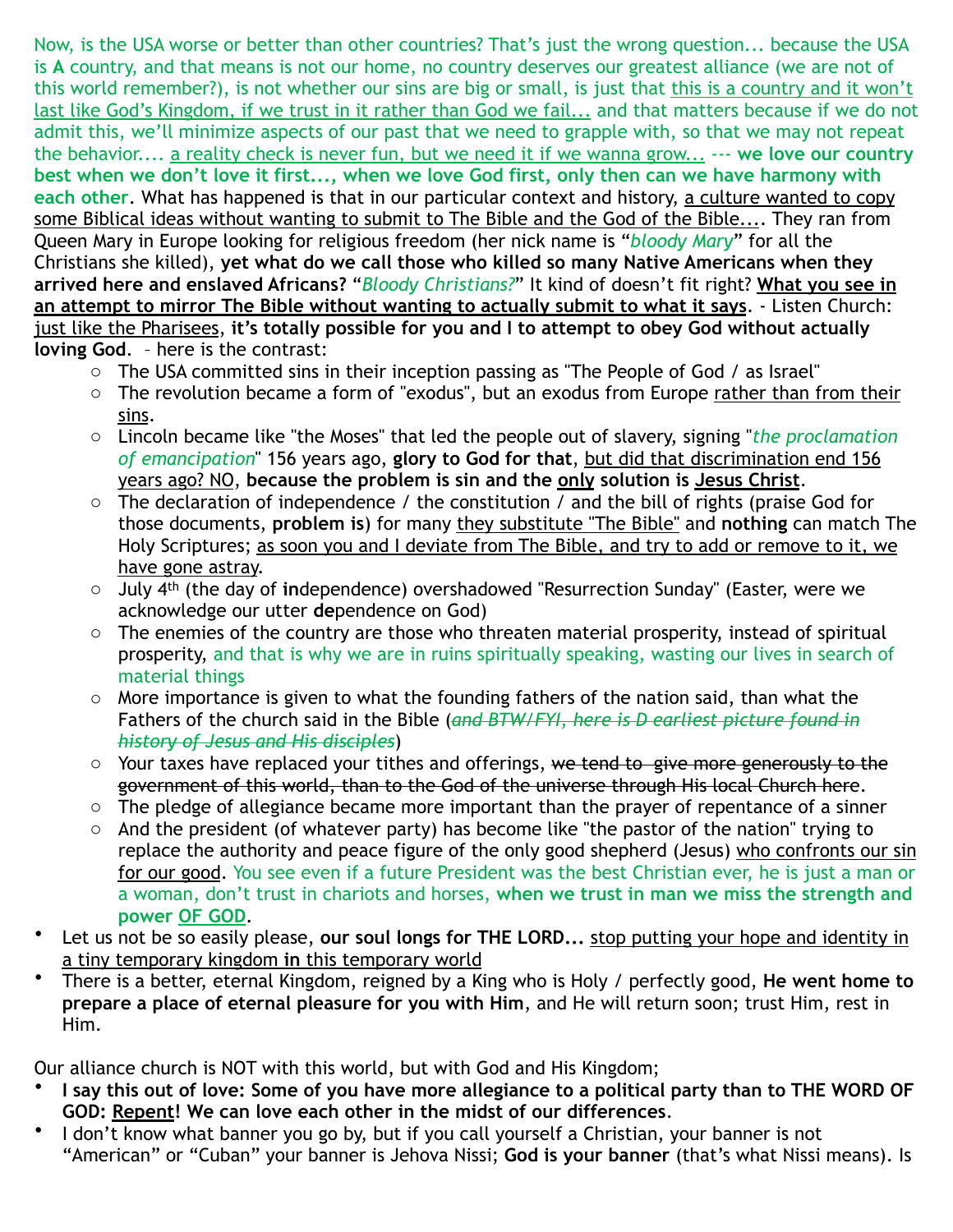Now, is the USA worse or better than other countries? That's just the wrong question... because the USA is **A** country, and that means is not our home, no country deserves our greatest alliance (we are not of this world remember?), is not whether our sins are big or small, is just that this is a country and it won't last like God's Kingdom, if we trust in it rather than God we fail... and that matters because if we do not admit this, we'll minimize aspects of our past that we need to grapple with, so that we may not repeat the behavior.... a reality check is never fun, but we need it if we wanna grow... --- **we love our country best when we don't love it first..., when we love God first, only then can we have harmony with each other**. What has happened is that in our particular context and history, a culture wanted to copy some Biblical ideas without wanting to submit to The Bible and the God of the Bible.... They ran from Queen Mary in Europe looking for religious freedom (her nick name is "*bloody Mary*" for all the Christians she killed), **yet what do we call those who killed so many Native Americans when they arrived here and enslaved Africans?** "*Bloody Christians?*" It kind of doesn't fit right? **What you see in an attempt to mirror The Bible without wanting to actually submit to what it says**. - Listen Church: just like the Pharisees, **it's totally possible for you and I to attempt to obey God without actually loving God**. – here is the contrast:

- The USA committed sins in their inception passing as "The People of God / as Israel"
- The revolution became a form of "exodus", but an exodus from Europe rather than from their sins.
- Lincoln became like "the Moses" that led the people out of slavery, signing "*the proclamation of emancipation*" 156 years ago, **glory to God for that**, but did that discrimination end 156 years ago? NO, **because the problem is sin and the only solution is Jesus Christ**.
- The declaration of independence / the constitution / and the bill of rights (praise God for those documents, **problem is**) for many they substitute "The Bible" and **nothing** can match The Holy Scriptures; as soon you and I deviate from The Bible, and try to add or remove to it, we have gone astray.
- July 4th (the day of **in**dependence) overshadowed "Resurrection Sunday" (Easter, were we acknowledge our utter **de**pendence on God)
- The enemies of the country are those who threaten material prosperity, instead of spiritual prosperity, and that is why we are in ruins spiritually speaking, wasting our lives in search of material things
- More importance is given to what the founding fathers of the nation said, than what the Fathers of the church said in the Bible (~~*and BTW/FYI, here is D earliest picture found in history of Jesus and His disciples*~~)
- Your taxes have replaced your tithes and offerings, ~~we tend to give more generously to the government of this world, than to the God of the universe through His local Church here~~.
- The pledge of allegiance became more important than the prayer of repentance of a sinner
- And the president (of whatever party) has become like "the pastor of the nation" trying to replace the authority and peace figure of the only good shepherd (Jesus) who confronts our sin for our good. You see even if a future President was the best Christian ever, he is just a man or a woman, don't trust in chariots and horses, **when we trust in man we miss the strength and power OF GOD**.

- Let us not be so easily please, **our soul longs for THE LORD...** stop putting your hope and identity in a tiny temporary kingdom **in** this temporary world
- There is a better, eternal Kingdom, reigned by a King who is Holy / perfectly good, **He went home to prepare a place of eternal pleasure for you with Him**, and He will return soon; trust Him, rest in Him.

Our alliance church is NOT with this world, but with God and His Kingdom;

- **I say this out of love: Some of you have more allegiance to a political party than to THE WORD OF GOD: Repent! We can love each other in the midst of our differences**.
- I don't know what banner you go by, but if you call yourself a Christian, your banner is not "American" or "Cuban" your banner is Jehova Nissi; **God is your banner** (that's what Nissi means). Is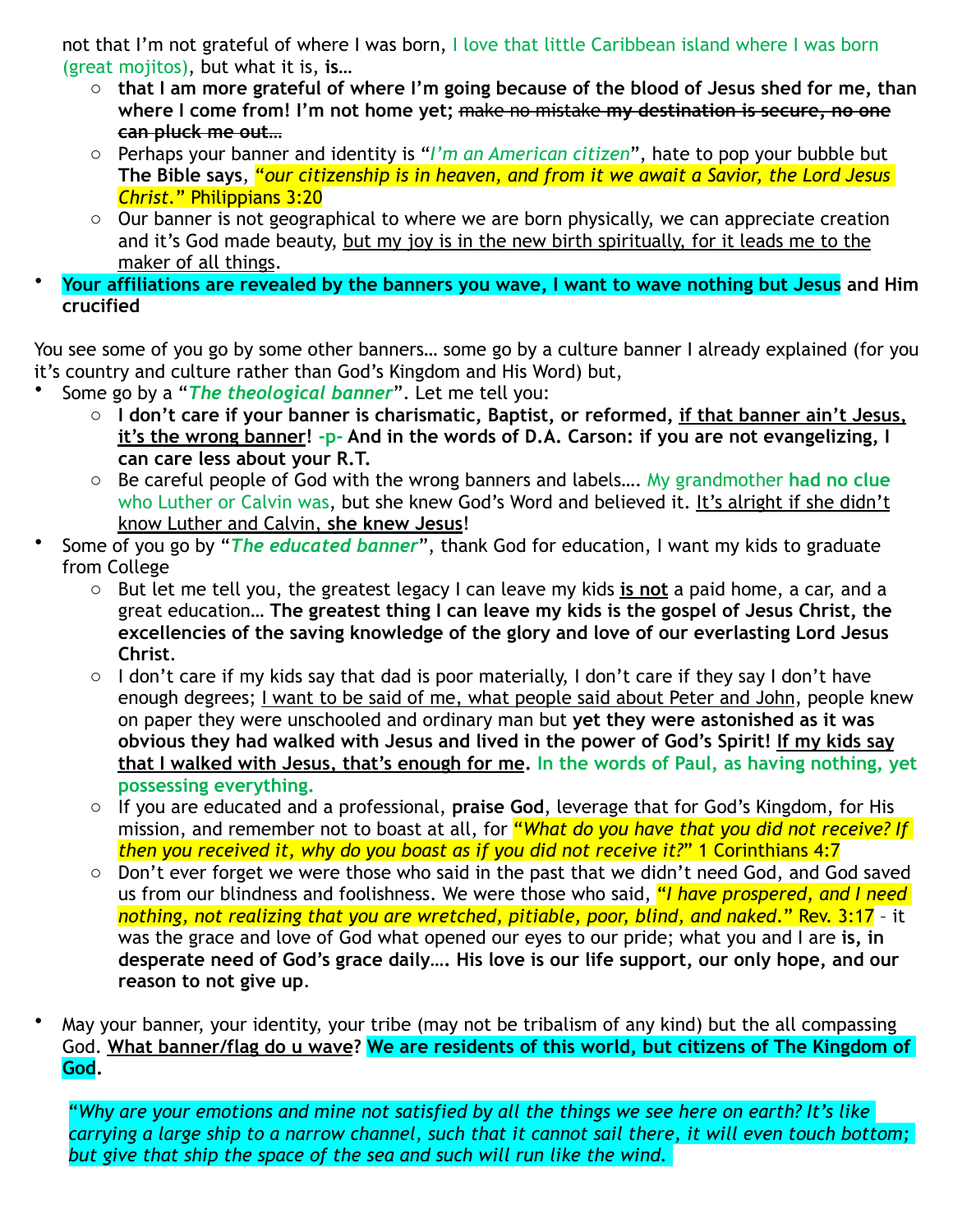not that I'm not grateful of where I was born, I love that little Caribbean island where I was born (great mojitos), but what it is, **is…**

- **that I am more grateful of where I'm going because of the blood of Jesus shed for me, than where I come from! I'm not home yet;** ~~make no mistake~~ **~~my destination is secure, no one can pluck me out…~~**
- Perhaps your banner and identity is "*I'm an American citizen*", hate to pop your bubble but **The Bible says**, *"our citizenship is in heaven, and from it we await a Savior, the Lord Jesus Christ."* Philippians 3:20
- Our banner is not geographical to where we are born physically, we can appreciate creation and it's God made beauty, but my joy is in the new birth spiritually, for it leads me to the maker of all things.

- **Your affiliations are revealed by the banners you wave, I want to wave nothing but Jesus and Him crucified**

You see some of you go by some other banners… some go by a culture banner I already explained (for you it's country and culture rather than God's Kingdom and His Word) but,

- Some go by a "***The theological banner***". Let me tell you:
  - **I don't care if your banner is charismatic, Baptist, or reformed, if that banner ain't Jesus, it's the wrong banner! -p- And in the words of D.A. Carson: if you are not evangelizing, I can care less about your R.T.**
  - Be careful people of God with the wrong banners and labels…. My grandmother **had no clue** who Luther or Calvin was, but she knew God's Word and believed it. It's alright if she didn't know Luther and Calvin, **she knew Jesus**!
- Some of you go by "***The educated banner***", thank God for education, I want my kids to graduate from College
  - But let me tell you, the greatest legacy I can leave my kids **is not** a paid home, a car, and a great education… **The greatest thing I can leave my kids is the gospel of Jesus Christ, the excellencies of the saving knowledge of the glory and love of our everlasting Lord Jesus Christ**.
  - I don't care if my kids say that dad is poor materially, I don't care if they say I don't have enough degrees; I want to be said of me, what people said about Peter and John, people knew on paper they were unschooled and ordinary man but **yet they were astonished as it was obvious they had walked with Jesus and lived in the power of God's Spirit! If my kids say that I walked with Jesus, that's enough for me. In the words of Paul, as having nothing, yet possessing everything.**
  - If you are educated and a professional, **praise God**, leverage that for God's Kingdom, for His mission, and remember not to boast at all, for *"What do you have that you did not receive? If then you received it, why do you boast as if you did not receive it?"* 1 Corinthians 4:7
  - Don't ever forget we were those who said in the past that we didn't need God, and God saved us from our blindness and foolishness. We were those who said, *"I have prospered, and I need nothing, not realizing that you are wretched, pitiable, poor, blind, and naked."* Rev. 3:17 – it was the grace and love of God what opened our eyes to our pride; what you and I are **is, in desperate need of God's grace daily…. His love is our life support, our only hope, and our reason to not give up**.

- May your banner, your identity, your tribe (may not be tribalism of any kind) but the all compassing God. **What banner/flag do u wave? We are residents of this world, but citizens of The Kingdom of God.**

*"Why are your emotions and mine not satisfied by all the things we see here on earth? It's like carrying a large ship to a narrow channel, such that it cannot sail there, it will even touch bottom; but give that ship the space of the sea and such will run like the wind.*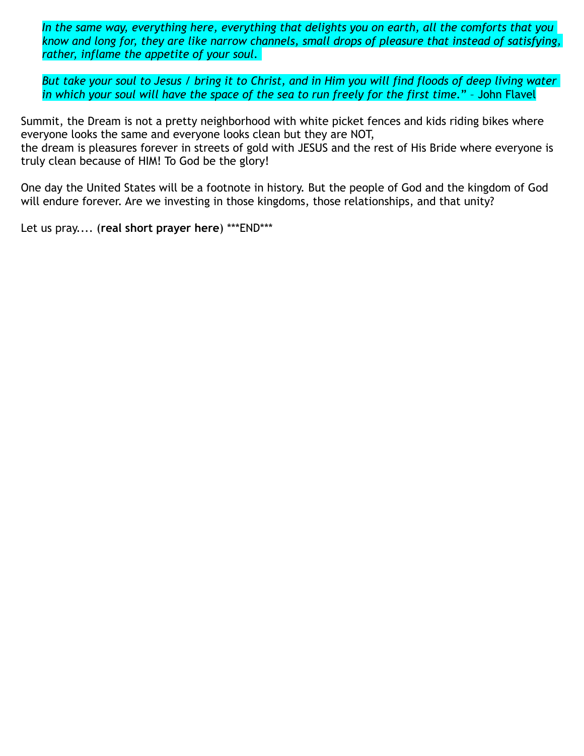*In the same way, everything here, everything that delights you on earth, all the comforts that you know and long for, they are like narrow channels, small drops of pleasure that instead of satisfying, rather, inflame the appetite of your soul.*

*But take your soul to Jesus / bring it to Christ, and in Him you will find floods of deep living water in which your soul will have the space of the sea to run freely for the first time.*" – John Flavel

Summit, the Dream is not a pretty neighborhood with white picket fences and kids riding bikes where everyone looks the same and everyone looks clean but they are NOT,
the dream is pleasures forever in streets of gold with JESUS and the rest of His Bride where everyone is truly clean because of HIM! To God be the glory!

One day the United States will be a footnote in history. But the people of God and the kingdom of God will endure forever. Are we investing in those kingdoms, those relationships, and that unity?

Let us pray.... (**real short prayer here**) ***END***